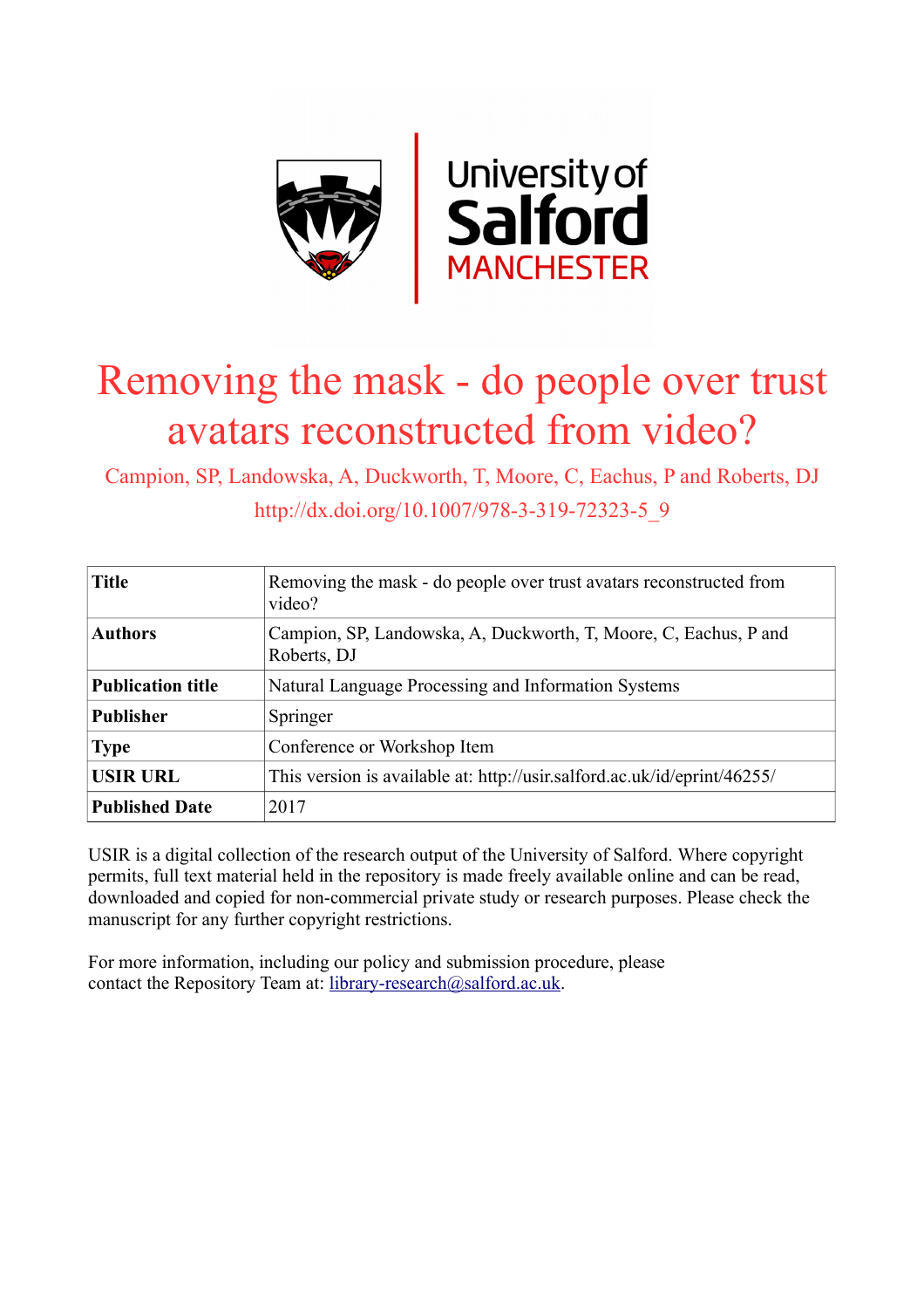# Removing the mask - do people over trust avatars reconstructed from video?

Campion, SP, Landowska, A, Duckworth, T, Moore, C, Eachus, P and Roberts, DJ

http://dx.doi.org/10.1007/978-3-319-72323-5_9

| | |
|---|---|
| **Title** | Removing the mask - do people over trust avatars reconstructed from video? |
| **Authors** | Campion, SP, Landowska, A, Duckworth, T, Moore, C, Eachus, P and Roberts, DJ |
| **Publication title** | Natural Language Processing and Information Systems |
| **Publisher** | Springer |
| **Type** | Conference or Workshop Item |
| **USIR URL** | This version is available at: http://usir.salford.ac.uk/id/eprint/46255/ |
| **Published Date** | 2017 |

USIR is a digital collection of the research output of the University of Salford. Where copyright permits, full text material held in the repository is made freely available online and can be read, downloaded and copied for non-commercial private study or research purposes. Please check the manuscript for any further copyright restrictions.

For more information, including our policy and submission procedure, please contact the Repository Team at: library-research@salford.ac.uk.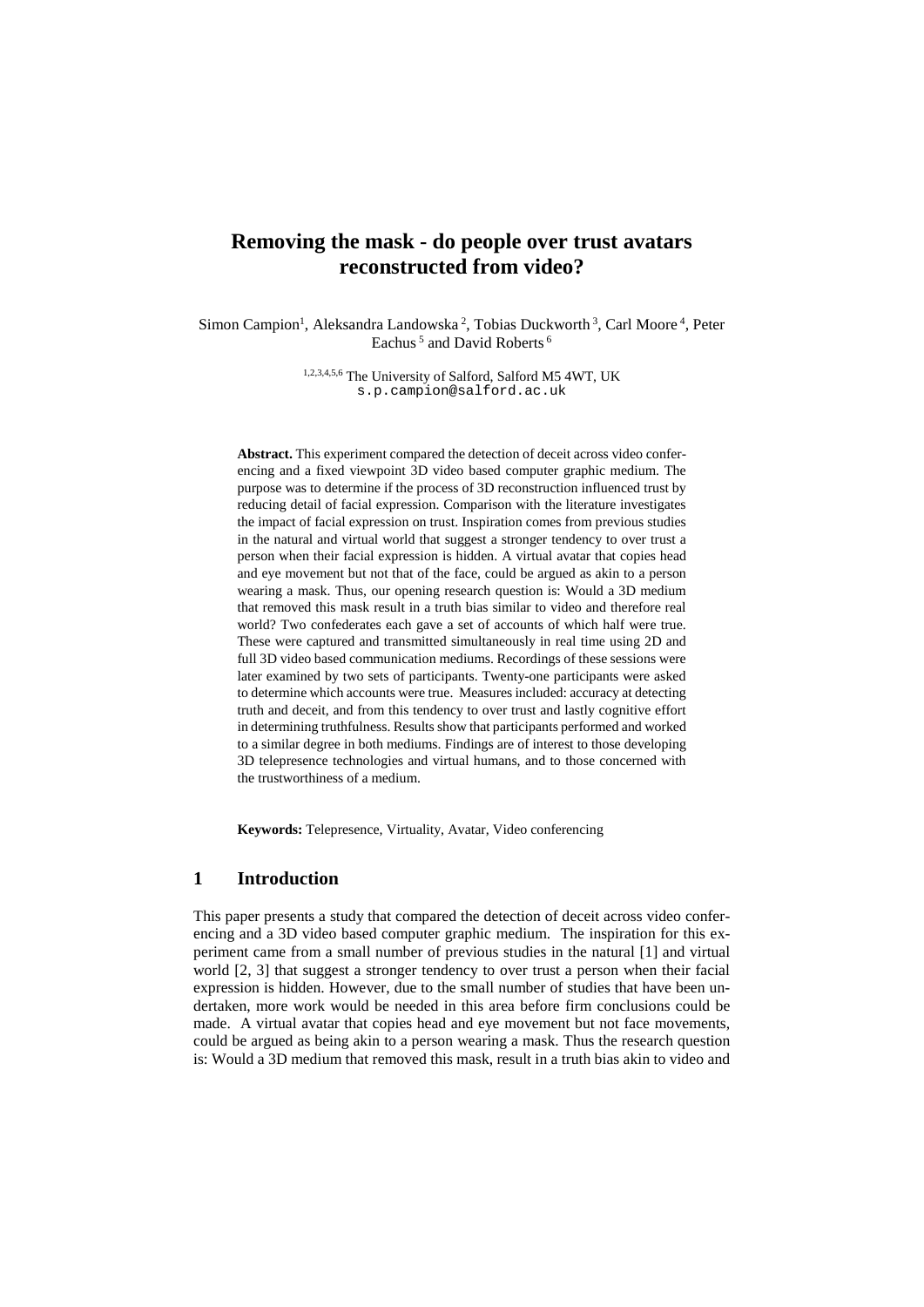# Removing the mask - do people over trust avatars reconstructed from video?

Simon Campion[1], Aleksandra Landowska[2], Tobias Duckworth[3], Carl Moore[4], Peter Eachus[5] and David Roberts[6]

[1,2,3,4,5,6] The University of Salford, Salford M5 4WT, UK
s.p.campion@salford.ac.uk

**Abstract.** This experiment compared the detection of deceit across video conferencing and a fixed viewpoint 3D video based computer graphic medium. The purpose was to determine if the process of 3D reconstruction influenced trust by reducing detail of facial expression. Comparison with the literature investigates the impact of facial expression on trust. Inspiration comes from previous studies in the natural and virtual world that suggest a stronger tendency to over trust a person when their facial expression is hidden. A virtual avatar that copies head and eye movement but not that of the face, could be argued as akin to a person wearing a mask. Thus, our opening research question is: Would a 3D medium that removed this mask result in a truth bias similar to video and therefore real world? Two confederates each gave a set of accounts of which half were true. These were captured and transmitted simultaneously in real time using 2D and full 3D video based communication mediums. Recordings of these sessions were later examined by two sets of participants. Twenty-one participants were asked to determine which accounts were true. Measures included: accuracy at detecting truth and deceit, and from this tendency to over trust and lastly cognitive effort in determining truthfulness. Results show that participants performed and worked to a similar degree in both mediums. Findings are of interest to those developing 3D telepresence technologies and virtual humans, and to those concerned with the trustworthiness of a medium.

**Keywords:** Telepresence, Virtuality, Avatar, Video conferencing

## 1 Introduction

This paper presents a study that compared the detection of deceit across video conferencing and a 3D video based computer graphic medium. The inspiration for this experiment came from a small number of previous studies in the natural [1] and virtual world [2, 3] that suggest a stronger tendency to over trust a person when their facial expression is hidden. However, due to the small number of studies that have been undertaken, more work would be needed in this area before firm conclusions could be made. A virtual avatar that copies head and eye movement but not face movements, could be argued as being akin to a person wearing a mask. Thus the research question is: Would a 3D medium that removed this mask, result in a truth bias akin to video and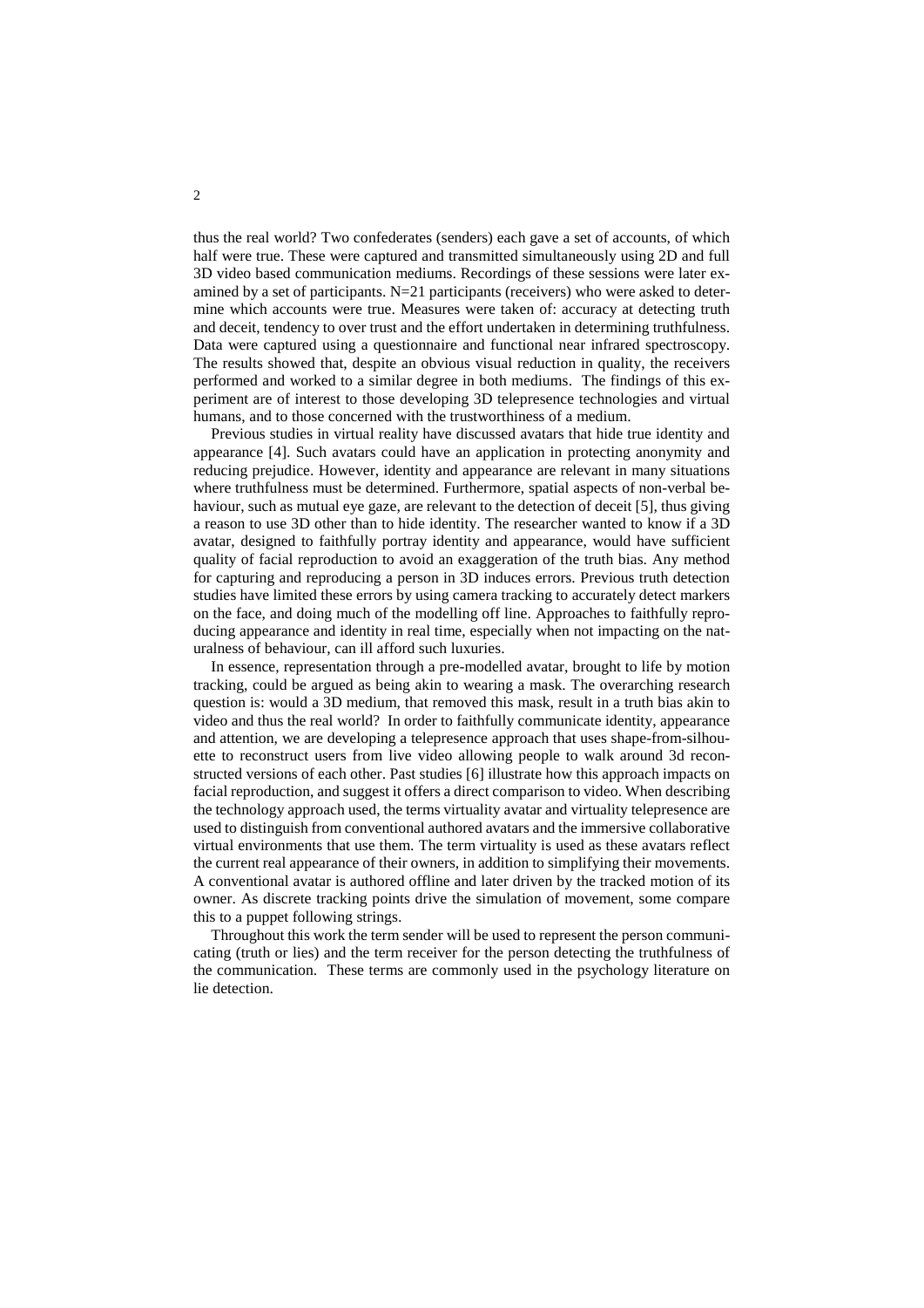thus the real world? Two confederates (senders) each gave a set of accounts, of which half were true. These were captured and transmitted simultaneously using 2D and full 3D video based communication mediums. Recordings of these sessions were later examined by a set of participants. N=21 participants (receivers) who were asked to determine which accounts were true. Measures were taken of: accuracy at detecting truth and deceit, tendency to over trust and the effort undertaken in determining truthfulness. Data were captured using a questionnaire and functional near infrared spectroscopy. The results showed that, despite an obvious visual reduction in quality, the receivers performed and worked to a similar degree in both mediums. The findings of this experiment are of interest to those developing 3D telepresence technologies and virtual humans, and to those concerned with the trustworthiness of a medium.

Previous studies in virtual reality have discussed avatars that hide true identity and appearance [4]. Such avatars could have an application in protecting anonymity and reducing prejudice. However, identity and appearance are relevant in many situations where truthfulness must be determined. Furthermore, spatial aspects of non-verbal behaviour, such as mutual eye gaze, are relevant to the detection of deceit [5], thus giving a reason to use 3D other than to hide identity. The researcher wanted to know if a 3D avatar, designed to faithfully portray identity and appearance, would have sufficient quality of facial reproduction to avoid an exaggeration of the truth bias. Any method for capturing and reproducing a person in 3D induces errors. Previous truth detection studies have limited these errors by using camera tracking to accurately detect markers on the face, and doing much of the modelling off line. Approaches to faithfully reproducing appearance and identity in real time, especially when not impacting on the naturalness of behaviour, can ill afford such luxuries.

In essence, representation through a pre-modelled avatar, brought to life by motion tracking, could be argued as being akin to wearing a mask. The overarching research question is: would a 3D medium, that removed this mask, result in a truth bias akin to video and thus the real world? In order to faithfully communicate identity, appearance and attention, we are developing a telepresence approach that uses shape-from-silhouette to reconstruct users from live video allowing people to walk around 3d reconstructed versions of each other. Past studies [6] illustrate how this approach impacts on facial reproduction, and suggest it offers a direct comparison to video. When describing the technology approach used, the terms virtuality avatar and virtuality telepresence are used to distinguish from conventional authored avatars and the immersive collaborative virtual environments that use them. The term virtuality is used as these avatars reflect the current real appearance of their owners, in addition to simplifying their movements. A conventional avatar is authored offline and later driven by the tracked motion of its owner. As discrete tracking points drive the simulation of movement, some compare this to a puppet following strings.

Throughout this work the term sender will be used to represent the person communicating (truth or lies) and the term receiver for the person detecting the truthfulness of the communication. These terms are commonly used in the psychology literature on lie detection.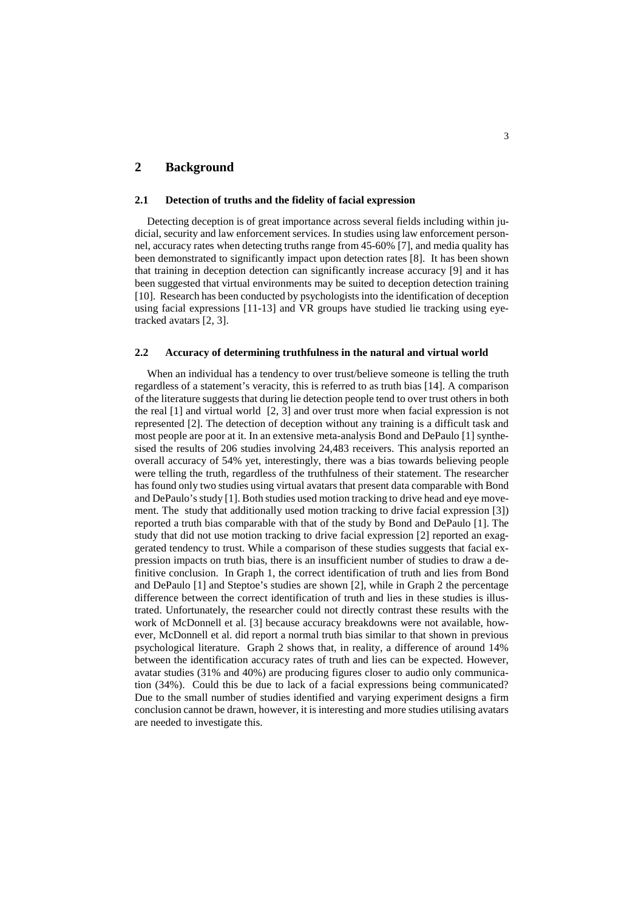## 2 Background

### 2.1 Detection of truths and the fidelity of facial expression

Detecting deception is of great importance across several fields including within judicial, security and law enforcement services. In studies using law enforcement personnel, accuracy rates when detecting truths range from 45-60% [7], and media quality has been demonstrated to significantly impact upon detection rates [8]. It has been shown that training in deception detection can significantly increase accuracy [9] and it has been suggested that virtual environments may be suited to deception detection training [10]. Research has been conducted by psychologists into the identification of deception using facial expressions [11-13] and VR groups have studied lie tracking using eye-tracked avatars [2, 3].

### 2.2 Accuracy of determining truthfulness in the natural and virtual world

When an individual has a tendency to over trust/believe someone is telling the truth regardless of a statement's veracity, this is referred to as truth bias [14]. A comparison of the literature suggests that during lie detection people tend to over trust others in both the real [1] and virtual world [2, 3] and over trust more when facial expression is not represented [2]. The detection of deception without any training is a difficult task and most people are poor at it. In an extensive meta-analysis Bond and DePaulo [1] synthesised the results of 206 studies involving 24,483 receivers. This analysis reported an overall accuracy of 54% yet, interestingly, there was a bias towards believing people were telling the truth, regardless of the truthfulness of their statement. The researcher has found only two studies using virtual avatars that present data comparable with Bond and DePaulo's study [1]. Both studies used motion tracking to drive head and eye movement. The study that additionally used motion tracking to drive facial expression [3]) reported a truth bias comparable with that of the study by Bond and DePaulo [1]. The study that did not use motion tracking to drive facial expression [2] reported an exaggerated tendency to trust. While a comparison of these studies suggests that facial expression impacts on truth bias, there is an insufficient number of studies to draw a definitive conclusion. In Graph 1, the correct identification of truth and lies from Bond and DePaulo [1] and Steptoe's studies are shown [2], while in Graph 2 the percentage difference between the correct identification of truth and lies in these studies is illustrated. Unfortunately, the researcher could not directly contrast these results with the work of McDonnell et al. [3] because accuracy breakdowns were not available, however, McDonnell et al. did report a normal truth bias similar to that shown in previous psychological literature. Graph 2 shows that, in reality, a difference of around 14% between the identification accuracy rates of truth and lies can be expected. However, avatar studies (31% and 40%) are producing figures closer to audio only communication (34%). Could this be due to lack of a facial expressions being communicated? Due to the small number of studies identified and varying experiment designs a firm conclusion cannot be drawn, however, it is interesting and more studies utilising avatars are needed to investigate this.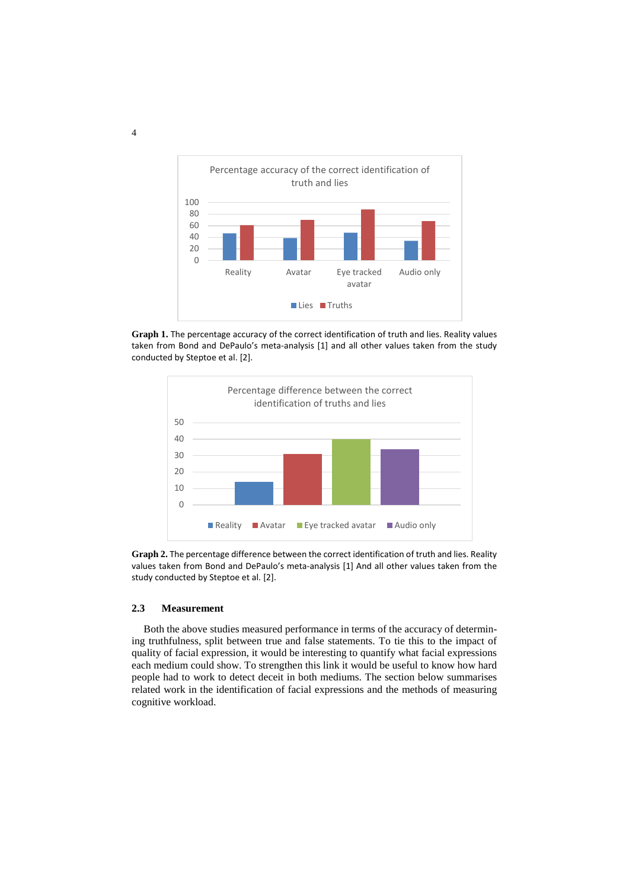**Graph 1.** The percentage accuracy of the correct identification of truth and lies. Reality values taken from Bond and DePaulo's meta-analysis [1] and all other values taken from the study conducted by Steptoe et al. [2].

**Graph 2.** The percentage difference between the correct identification of truth and lies. Reality values taken from Bond and DePaulo's meta-analysis [1] And all other values taken from the study conducted by Steptoe et al. [2].

### 2.3 Measurement

Both the above studies measured performance in terms of the accuracy of determining truthfulness, split between true and false statements. To tie this to the impact of quality of facial expression, it would be interesting to quantify what facial expressions each medium could show. To strengthen this link it would be useful to know how hard people had to work to detect deceit in both mediums. The section below summarises related work in the identification of facial expressions and the methods of measuring cognitive workload.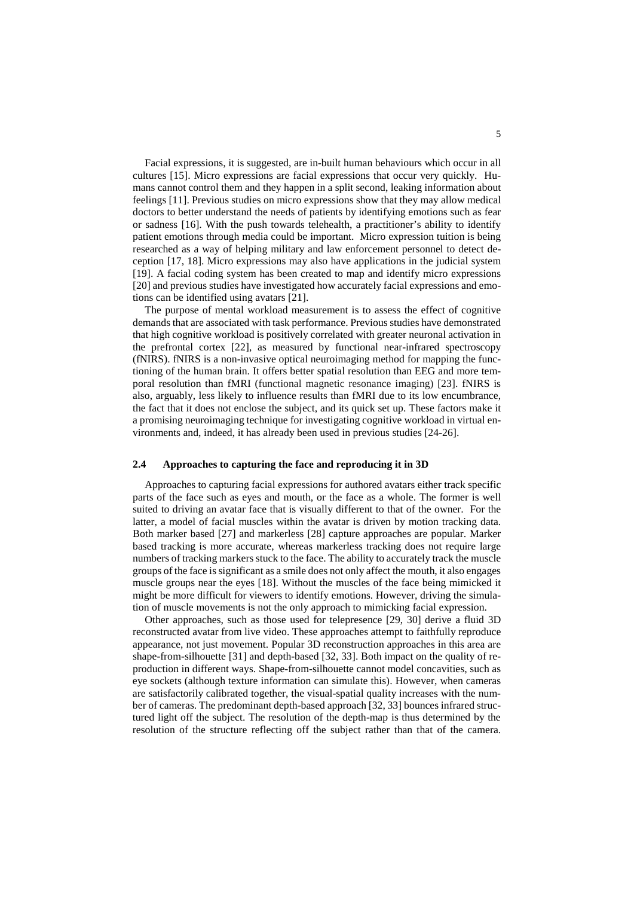Facial expressions, it is suggested, are in-built human behaviours which occur in all cultures [15]. Micro expressions are facial expressions that occur very quickly. Humans cannot control them and they happen in a split second, leaking information about feelings [11]. Previous studies on micro expressions show that they may allow medical doctors to better understand the needs of patients by identifying emotions such as fear or sadness [16]. With the push towards telehealth, a practitioner's ability to identify patient emotions through media could be important. Micro expression tuition is being researched as a way of helping military and law enforcement personnel to detect deception [17, 18]. Micro expressions may also have applications in the judicial system [19]. A facial coding system has been created to map and identify micro expressions [20] and previous studies have investigated how accurately facial expressions and emotions can be identified using avatars [21].

The purpose of mental workload measurement is to assess the effect of cognitive demands that are associated with task performance. Previous studies have demonstrated that high cognitive workload is positively correlated with greater neuronal activation in the prefrontal cortex [22], as measured by functional near-infrared spectroscopy (fNIRS). fNIRS is a non-invasive optical neuroimaging method for mapping the functioning of the human brain. It offers better spatial resolution than EEG and more temporal resolution than fMRI (functional magnetic resonance imaging) [23]. fNIRS is also, arguably, less likely to influence results than fMRI due to its low encumbrance, the fact that it does not enclose the subject, and its quick set up. These factors make it a promising neuroimaging technique for investigating cognitive workload in virtual environments and, indeed, it has already been used in previous studies [24-26].

### 2.4 Approaches to capturing the face and reproducing it in 3D

Approaches to capturing facial expressions for authored avatars either track specific parts of the face such as eyes and mouth, or the face as a whole. The former is well suited to driving an avatar face that is visually different to that of the owner. For the latter, a model of facial muscles within the avatar is driven by motion tracking data. Both marker based [27] and markerless [28] capture approaches are popular. Marker based tracking is more accurate, whereas markerless tracking does not require large numbers of tracking markers stuck to the face. The ability to accurately track the muscle groups of the face is significant as a smile does not only affect the mouth, it also engages muscle groups near the eyes [18]. Without the muscles of the face being mimicked it might be more difficult for viewers to identify emotions. However, driving the simulation of muscle movements is not the only approach to mimicking facial expression.

Other approaches, such as those used for telepresence [29, 30] derive a fluid 3D reconstructed avatar from live video. These approaches attempt to faithfully reproduce appearance, not just movement. Popular 3D reconstruction approaches in this area are shape-from-silhouette [31] and depth-based [32, 33]. Both impact on the quality of reproduction in different ways. Shape-from-silhouette cannot model concavities, such as eye sockets (although texture information can simulate this). However, when cameras are satisfactorily calibrated together, the visual-spatial quality increases with the number of cameras. The predominant depth-based approach [32, 33] bounces infrared structured light off the subject. The resolution of the depth-map is thus determined by the resolution of the structure reflecting off the subject rather than that of the camera.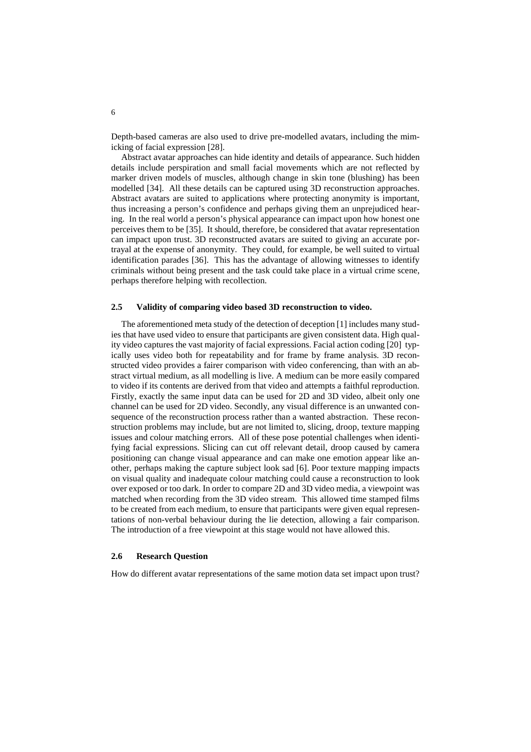Depth-based cameras are also used to drive pre-modelled avatars, including the mimicking of facial expression [28].

Abstract avatar approaches can hide identity and details of appearance. Such hidden details include perspiration and small facial movements which are not reflected by marker driven models of muscles, although change in skin tone (blushing) has been modelled [34]. All these details can be captured using 3D reconstruction approaches. Abstract avatars are suited to applications where protecting anonymity is important, thus increasing a person's confidence and perhaps giving them an unprejudiced hearing. In the real world a person's physical appearance can impact upon how honest one perceives them to be [35]. It should, therefore, be considered that avatar representation can impact upon trust. 3D reconstructed avatars are suited to giving an accurate portrayal at the expense of anonymity. They could, for example, be well suited to virtual identification parades [36]. This has the advantage of allowing witnesses to identify criminals without being present and the task could take place in a virtual crime scene, perhaps therefore helping with recollection.

### 2.5 Validity of comparing video based 3D reconstruction to video.

The aforementioned meta study of the detection of deception [1] includes many studies that have used video to ensure that participants are given consistent data. High quality video captures the vast majority of facial expressions. Facial action coding [20] typically uses video both for repeatability and for frame by frame analysis. 3D reconstructed video provides a fairer comparison with video conferencing, than with an abstract virtual medium, as all modelling is live. A medium can be more easily compared to video if its contents are derived from that video and attempts a faithful reproduction. Firstly, exactly the same input data can be used for 2D and 3D video, albeit only one channel can be used for 2D video. Secondly, any visual difference is an unwanted consequence of the reconstruction process rather than a wanted abstraction. These reconstruction problems may include, but are not limited to, slicing, droop, texture mapping issues and colour matching errors. All of these pose potential challenges when identifying facial expressions. Slicing can cut off relevant detail, droop caused by camera positioning can change visual appearance and can make one emotion appear like another, perhaps making the capture subject look sad [6]. Poor texture mapping impacts on visual quality and inadequate colour matching could cause a reconstruction to look over exposed or too dark. In order to compare 2D and 3D video media, a viewpoint was matched when recording from the 3D video stream. This allowed time stamped films to be created from each medium, to ensure that participants were given equal representations of non-verbal behaviour during the lie detection, allowing a fair comparison. The introduction of a free viewpoint at this stage would not have allowed this.

### 2.6 Research Question

How do different avatar representations of the same motion data set impact upon trust?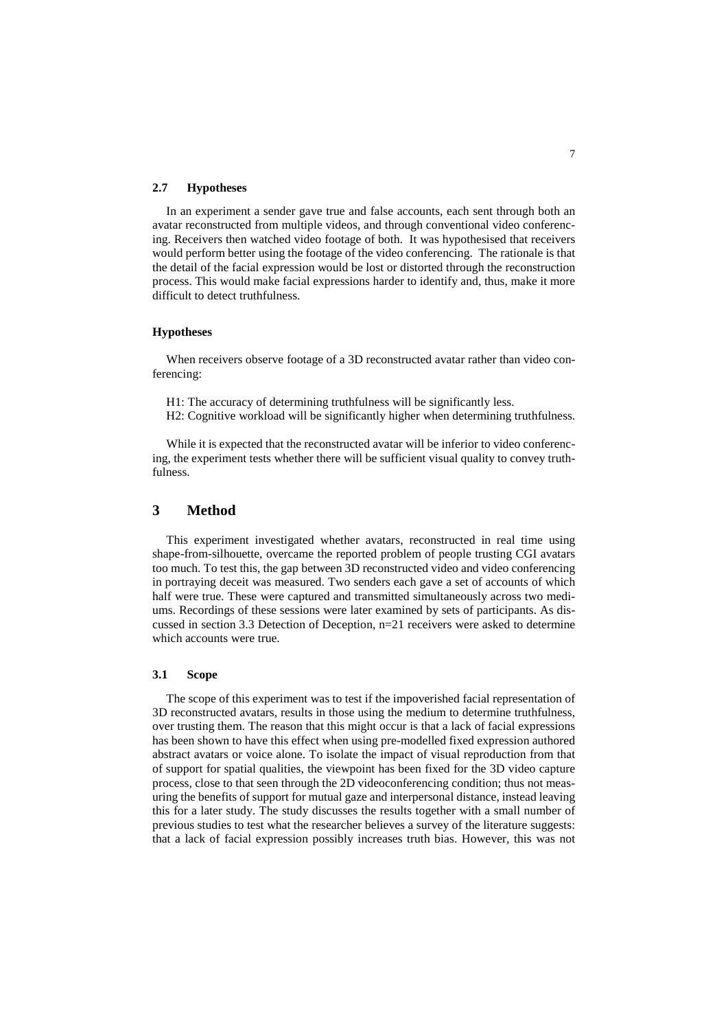### 2.7 Hypotheses

In an experiment a sender gave true and false accounts, each sent through both an avatar reconstructed from multiple videos, and through conventional video conferencing. Receivers then watched video footage of both. It was hypothesised that receivers would perform better using the footage of the video conferencing. The rationale is that the detail of the facial expression would be lost or distorted through the reconstruction process. This would make facial expressions harder to identify and, thus, make it more difficult to detect truthfulness.

**Hypotheses**

When receivers observe footage of a 3D reconstructed avatar rather than video conferencing:

H1: The accuracy of determining truthfulness will be significantly less.
H2: Cognitive workload will be significantly higher when determining truthfulness.

While it is expected that the reconstructed avatar will be inferior to video conferencing, the experiment tests whether there will be sufficient visual quality to convey truthfulness.

## 3 Method

This experiment investigated whether avatars, reconstructed in real time using shape-from-silhouette, overcame the reported problem of people trusting CGI avatars too much. To test this, the gap between 3D reconstructed video and video conferencing in portraying deceit was measured. Two senders each gave a set of accounts of which half were true. These were captured and transmitted simultaneously across two mediums. Recordings of these sessions were later examined by sets of participants. As discussed in section 3.3 Detection of Deception, n=21 receivers were asked to determine which accounts were true.

### 3.1 Scope

The scope of this experiment was to test if the impoverished facial representation of 3D reconstructed avatars, results in those using the medium to determine truthfulness, over trusting them. The reason that this might occur is that a lack of facial expressions has been shown to have this effect when using pre-modelled fixed expression authored abstract avatars or voice alone. To isolate the impact of visual reproduction from that of support for spatial qualities, the viewpoint has been fixed for the 3D video capture process, close to that seen through the 2D videoconferencing condition; thus not measuring the benefits of support for mutual gaze and interpersonal distance, instead leaving this for a later study. The study discusses the results together with a small number of previous studies to test what the researcher believes a survey of the literature suggests: that a lack of facial expression possibly increases truth bias. However, this was not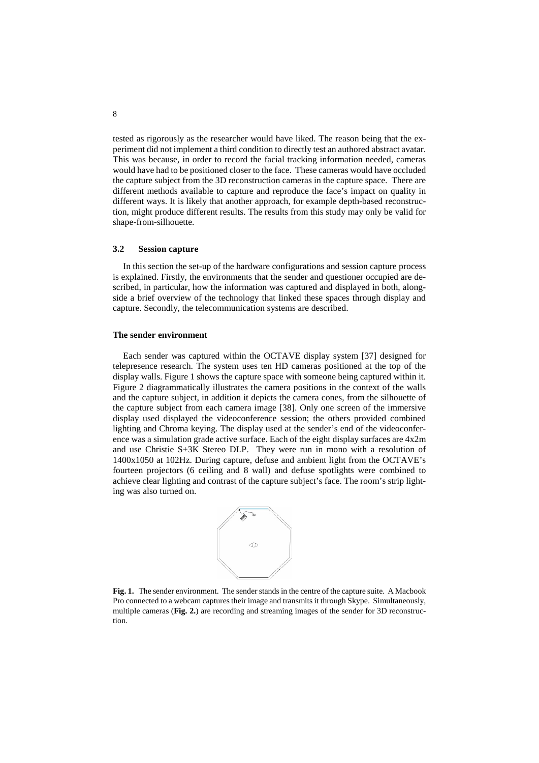tested as rigorously as the researcher would have liked. The reason being that the experiment did not implement a third condition to directly test an authored abstract avatar. This was because, in order to record the facial tracking information needed, cameras would have had to be positioned closer to the face. These cameras would have occluded the capture subject from the 3D reconstruction cameras in the capture space. There are different methods available to capture and reproduce the face's impact on quality in different ways. It is likely that another approach, for example depth-based reconstruction, might produce different results. The results from this study may only be valid for shape-from-silhouette.

### 3.2 Session capture

In this section the set-up of the hardware configurations and session capture process is explained. Firstly, the environments that the sender and questioner occupied are described, in particular, how the information was captured and displayed in both, alongside a brief overview of the technology that linked these spaces through display and capture. Secondly, the telecommunication systems are described.

#### The sender environment

Each sender was captured within the OCTAVE display system [37] designed for telepresence research. The system uses ten HD cameras positioned at the top of the display walls. Figure 1 shows the capture space with someone being captured within it. Figure 2 diagrammatically illustrates the camera positions in the context of the walls and the capture subject, in addition it depicts the camera cones, from the silhouette of the capture subject from each camera image [38]. Only one screen of the immersive display used displayed the videoconference session; the others provided combined lighting and Chroma keying. The display used at the sender's end of the videoconference was a simulation grade active surface. Each of the eight display surfaces are 4x2m and use Christie S+3K Stereo DLP. They were run in mono with a resolution of 1400x1050 at 102Hz. During capture, defuse and ambient light from the OCTAVE's fourteen projectors (6 ceiling and 8 wall) and defuse spotlights were combined to achieve clear lighting and contrast of the capture subject's face. The room's strip lighting was also turned on.

**Fig. 1.** The sender environment. The sender stands in the centre of the capture suite. A Macbook Pro connected to a webcam captures their image and transmits it through Skype. Simultaneously, multiple cameras (**Fig. 2.**) are recording and streaming images of the sender for 3D reconstruction.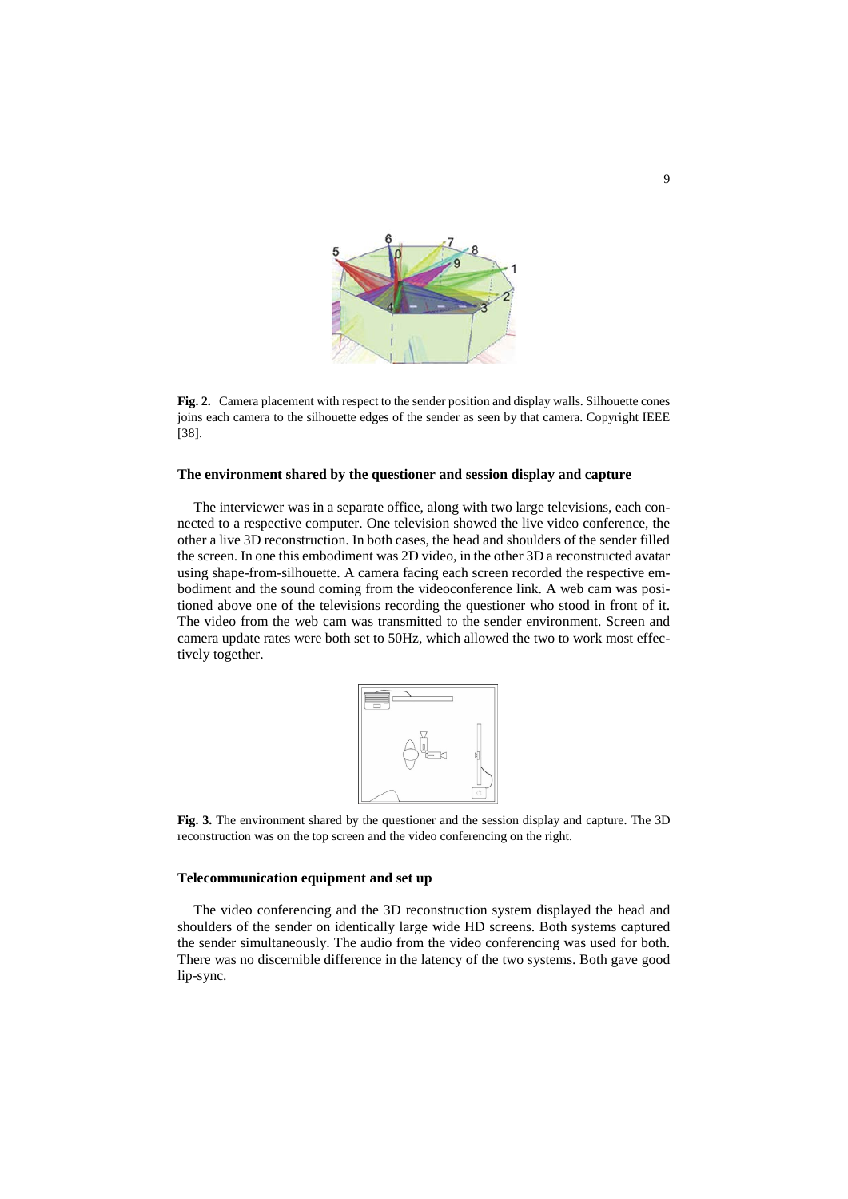**Fig. 2.** Camera placement with respect to the sender position and display walls. Silhouette cones joins each camera to the silhouette edges of the sender as seen by that camera. Copyright IEEE [38].

#### The environment shared by the questioner and session display and capture

The interviewer was in a separate office, along with two large televisions, each connected to a respective computer. One television showed the live video conference, the other a live 3D reconstruction. In both cases, the head and shoulders of the sender filled the screen. In one this embodiment was 2D video, in the other 3D a reconstructed avatar using shape-from-silhouette. A camera facing each screen recorded the respective embodiment and the sound coming from the videoconference link. A web cam was positioned above one of the televisions recording the questioner who stood in front of it. The video from the web cam was transmitted to the sender environment. Screen and camera update rates were both set to 50Hz, which allowed the two to work most effectively together.

**Fig. 3.** The environment shared by the questioner and the session display and capture. The 3D reconstruction was on the top screen and the video conferencing on the right.

#### Telecommunication equipment and set up

The video conferencing and the 3D reconstruction system displayed the head and shoulders of the sender on identically large wide HD screens. Both systems captured the sender simultaneously. The audio from the video conferencing was used for both. There was no discernible difference in the latency of the two systems. Both gave good lip-sync.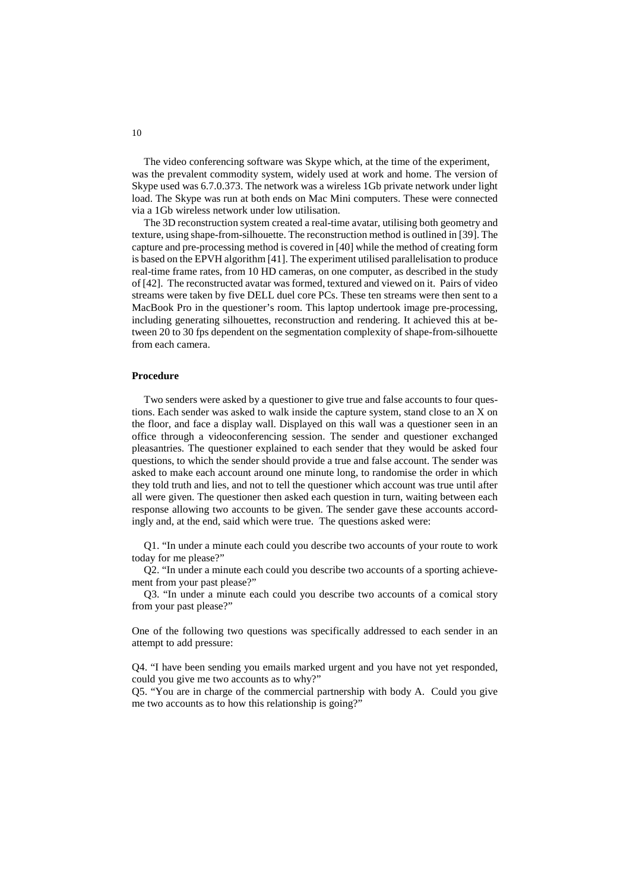The video conferencing software was Skype which, at the time of the experiment, was the prevalent commodity system, widely used at work and home. The version of Skype used was 6.7.0.373. The network was a wireless 1Gb private network under light load. The Skype was run at both ends on Mac Mini computers. These were connected via a 1Gb wireless network under low utilisation.

The 3D reconstruction system created a real-time avatar, utilising both geometry and texture, using shape-from-silhouette. The reconstruction method is outlined in [39]. The capture and pre-processing method is covered in [40] while the method of creating form is based on the EPVH algorithm [41]. The experiment utilised parallelisation to produce real-time frame rates, from 10 HD cameras, on one computer, as described in the study of [42]. The reconstructed avatar was formed, textured and viewed on it. Pairs of video streams were taken by five DELL duel core PCs. These ten streams were then sent to a MacBook Pro in the questioner's room. This laptop undertook image pre-processing, including generating silhouettes, reconstruction and rendering. It achieved this at between 20 to 30 fps dependent on the segmentation complexity of shape-from-silhouette from each camera.

**Procedure**

Two senders were asked by a questioner to give true and false accounts to four questions. Each sender was asked to walk inside the capture system, stand close to an X on the floor, and face a display wall. Displayed on this wall was a questioner seen in an office through a videoconferencing session. The sender and questioner exchanged pleasantries. The questioner explained to each sender that they would be asked four questions, to which the sender should provide a true and false account. The sender was asked to make each account around one minute long, to randomise the order in which they told truth and lies, and not to tell the questioner which account was true until after all were given. The questioner then asked each question in turn, waiting between each response allowing two accounts to be given. The sender gave these accounts accordingly and, at the end, said which were true. The questions asked were:

Q1. "In under a minute each could you describe two accounts of your route to work today for me please?"

Q2. "In under a minute each could you describe two accounts of a sporting achievement from your past please?"

Q3. "In under a minute each could you describe two accounts of a comical story from your past please?"

One of the following two questions was specifically addressed to each sender in an attempt to add pressure:

Q4. "I have been sending you emails marked urgent and you have not yet responded, could you give me two accounts as to why?"

Q5. "You are in charge of the commercial partnership with body A. Could you give me two accounts as to how this relationship is going?"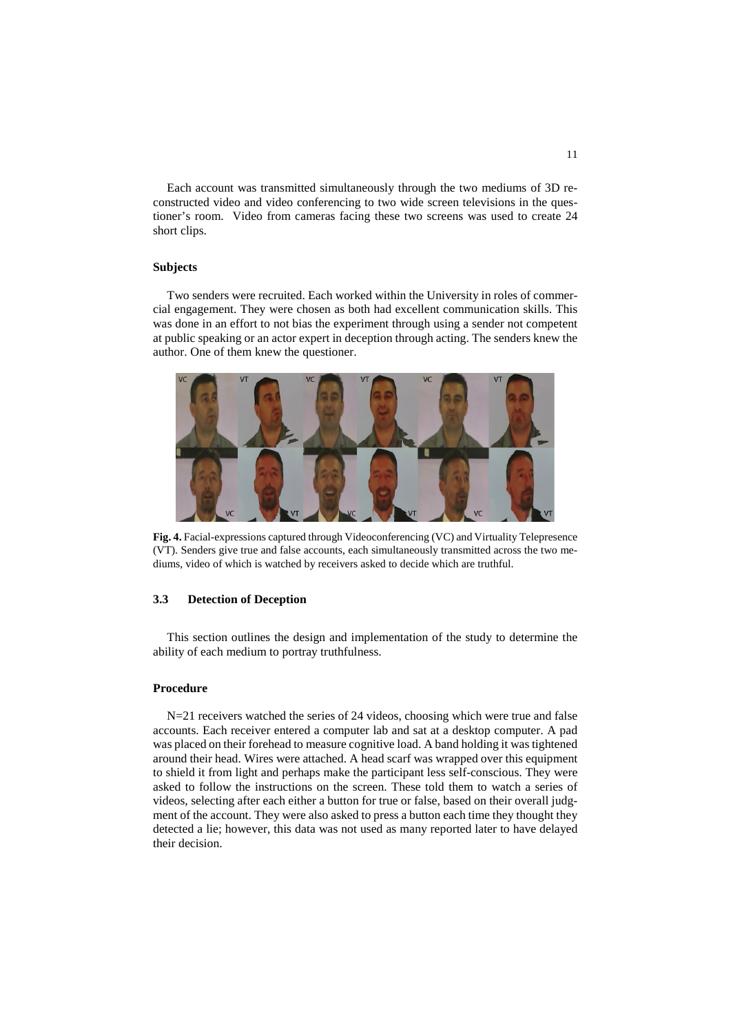Each account was transmitted simultaneously through the two mediums of 3D reconstructed video and video conferencing to two wide screen televisions in the questioner's room. Video from cameras facing these two screens was used to create 24 short clips.

### Subjects

Two senders were recruited. Each worked within the University in roles of commercial engagement. They were chosen as both had excellent communication skills. This was done in an effort to not bias the experiment through using a sender not competent at public speaking or an actor expert in deception through acting. The senders knew the author. One of them knew the questioner.

**Fig. 4.** Facial-expressions captured through Videoconferencing (VC) and Virtuality Telepresence (VT). Senders give true and false accounts, each simultaneously transmitted across the two mediums, video of which is watched by receivers asked to decide which are truthful.

## 3.3 Detection of Deception

This section outlines the design and implementation of the study to determine the ability of each medium to portray truthfulness.

### Procedure

N=21 receivers watched the series of 24 videos, choosing which were true and false accounts. Each receiver entered a computer lab and sat at a desktop computer. A pad was placed on their forehead to measure cognitive load. A band holding it was tightened around their head. Wires were attached. A head scarf was wrapped over this equipment to shield it from light and perhaps make the participant less self-conscious. They were asked to follow the instructions on the screen. These told them to watch a series of videos, selecting after each either a button for true or false, based on their overall judgment of the account. They were also asked to press a button each time they thought they detected a lie; however, this data was not used as many reported later to have delayed their decision.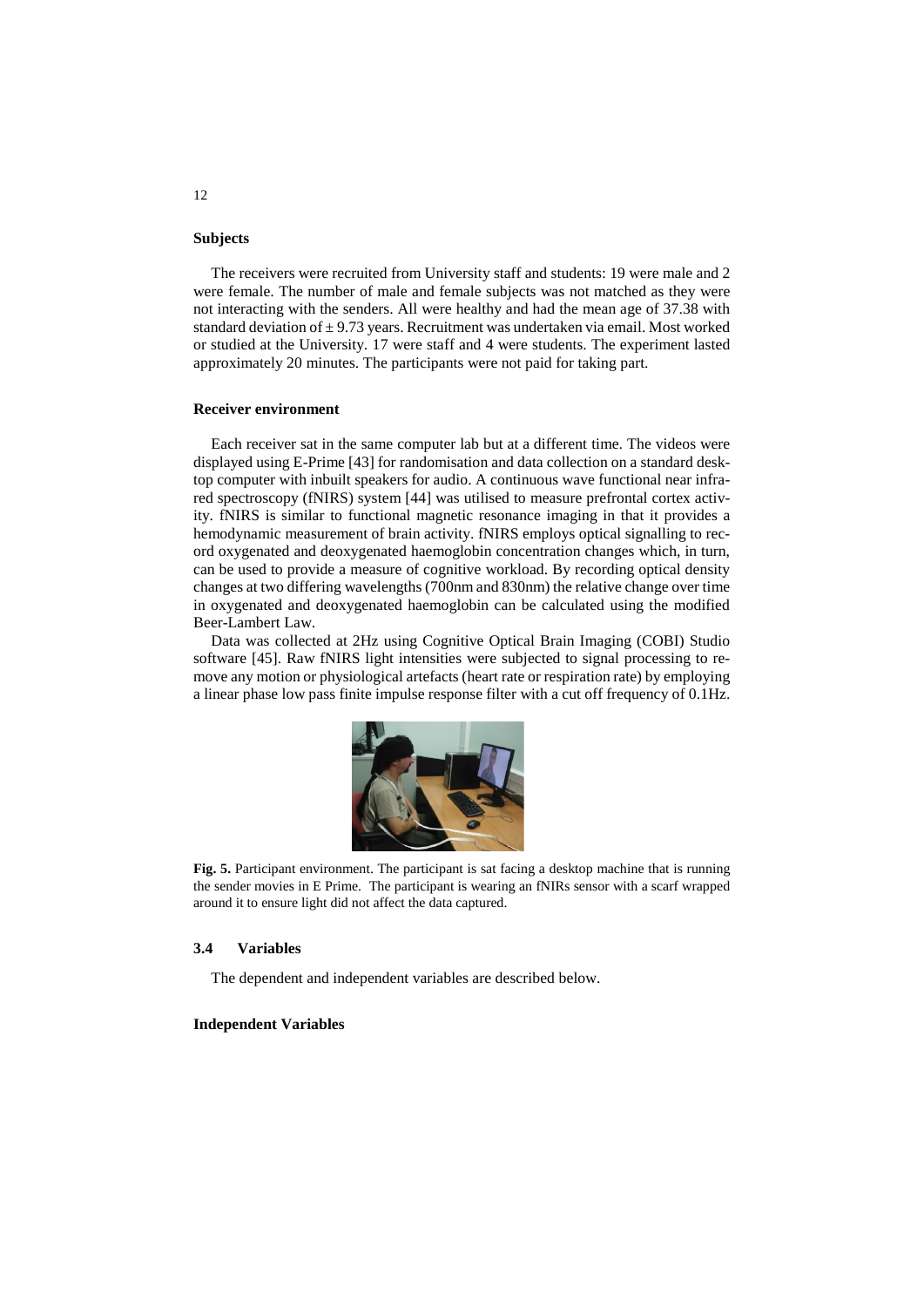**Subjects**

The receivers were recruited from University staff and students: 19 were male and 2 were female. The number of male and female subjects was not matched as they were not interacting with the senders. All were healthy and had the mean age of 37.38 with standard deviation of ± 9.73 years. Recruitment was undertaken via email. Most worked or studied at the University. 17 were staff and 4 were students. The experiment lasted approximately 20 minutes. The participants were not paid for taking part.

**Receiver environment**

Each receiver sat in the same computer lab but at a different time. The videos were displayed using E-Prime [43] for randomisation and data collection on a standard desktop computer with inbuilt speakers for audio. A continuous wave functional near infrared spectroscopy (fNIRS) system [44] was utilised to measure prefrontal cortex activity. fNIRS is similar to functional magnetic resonance imaging in that it provides a hemodynamic measurement of brain activity. fNIRS employs optical signalling to record oxygenated and deoxygenated haemoglobin concentration changes which, in turn, can be used to provide a measure of cognitive workload. By recording optical density changes at two differing wavelengths (700nm and 830nm) the relative change over time in oxygenated and deoxygenated haemoglobin can be calculated using the modified Beer-Lambert Law.

Data was collected at 2Hz using Cognitive Optical Brain Imaging (COBI) Studio software [45]. Raw fNIRS light intensities were subjected to signal processing to remove any motion or physiological artefacts (heart rate or respiration rate) by employing a linear phase low pass finite impulse response filter with a cut off frequency of 0.1Hz.

**Fig. 5.** Participant environment. The participant is sat facing a desktop machine that is running the sender movies in E Prime. The participant is wearing an fNIRs sensor with a scarf wrapped around it to ensure light did not affect the data captured.

### 3.4 Variables

The dependent and independent variables are described below.

**Independent Variables**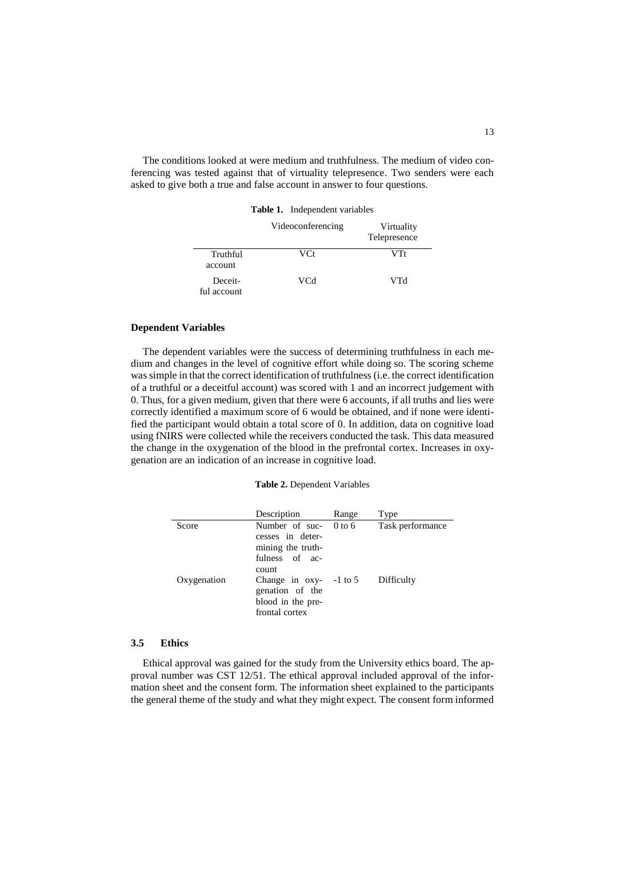The conditions looked at were medium and truthfulness. The medium of video conferencing was tested against that of virtuality telepresence. Two senders were each asked to give both a true and false account in answer to four questions.

**Table 1.** Independent variables

| | Videoconferencing | Virtuality Telepresence |
|---|---|---|
| Truthful account | VCt | VTt |
| Deceitful account | VCd | VTd |

#### Dependent Variables

The dependent variables were the success of determining truthfulness in each medium and changes in the level of cognitive effort while doing so. The scoring scheme was simple in that the correct identification of truthfulness (i.e. the correct identification of a truthful or a deceitful account) was scored with 1 and an incorrect judgement with 0. Thus, for a given medium, given that there were 6 accounts, if all truths and lies were correctly identified a maximum score of 6 would be obtained, and if none were identified the participant would obtain a total score of 0. In addition, data on cognitive load using fNIRS were collected while the receivers conducted the task. This data measured the change in the oxygenation of the blood in the prefrontal cortex. Increases in oxygenation are an indication of an increase in cognitive load.

**Table 2.** Dependent Variables

| | Description | Range | Type |
|---|---|---|---|
| Score | Number of successes in determining the truthfulness of account | 0 to 6 | Task performance |
| Oxygenation | Change in oxygenation of the blood in the prefrontal cortex | -1 to 5 | Difficulty |

### 3.5 Ethics

Ethical approval was gained for the study from the University ethics board. The approval number was CST 12/51. The ethical approval included approval of the information sheet and the consent form. The information sheet explained to the participants the general theme of the study and what they might expect. The consent form informed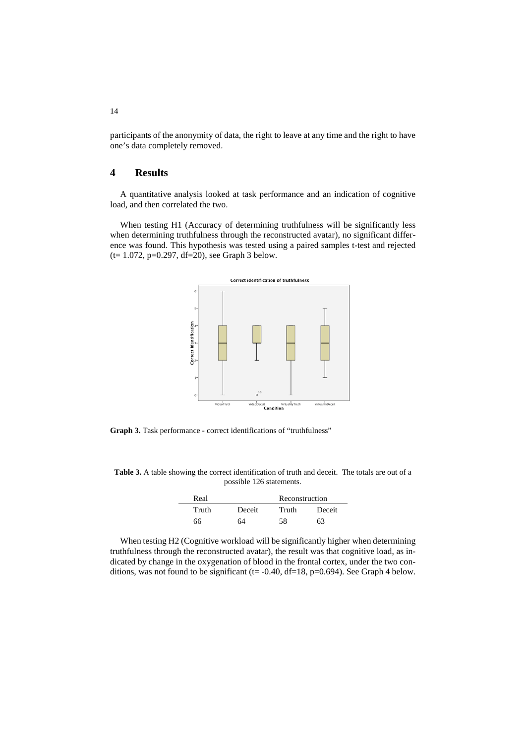participants of the anonymity of data, the right to leave at any time and the right to have one's data completely removed.

# 4 Results

A quantitative analysis looked at task performance and an indication of cognitive load, and then correlated the two.

When testing H1 (Accuracy of determining truthfulness will be significantly less when determining truthfulness through the reconstructed avatar), no significant difference was found. This hypothesis was tested using a paired samples t-test and rejected ($t = 1.072$, $p = 0.297$, $df = 20$), see Graph 3 below.

**Graph 3.** Task performance - correct identifications of "truthfulness"

**Table 3.** A table showing the correct identification of truth and deceit. The totals are out of a possible 126 statements.

| Real | | Reconstruction | |
|---|---|---|---|
| Truth | Deceit | Truth | Deceit |
| 66 | 64 | 58 | 63 |

When testing H2 (Cognitive workload will be significantly higher when determining truthfulness through the reconstructed avatar), the result was that cognitive load, as indicated by change in the oxygenation of blood in the frontal cortex, under the two conditions, was not found to be significant ($t = -0.40$, $df = 18$, $p = 0.694$). See Graph 4 below.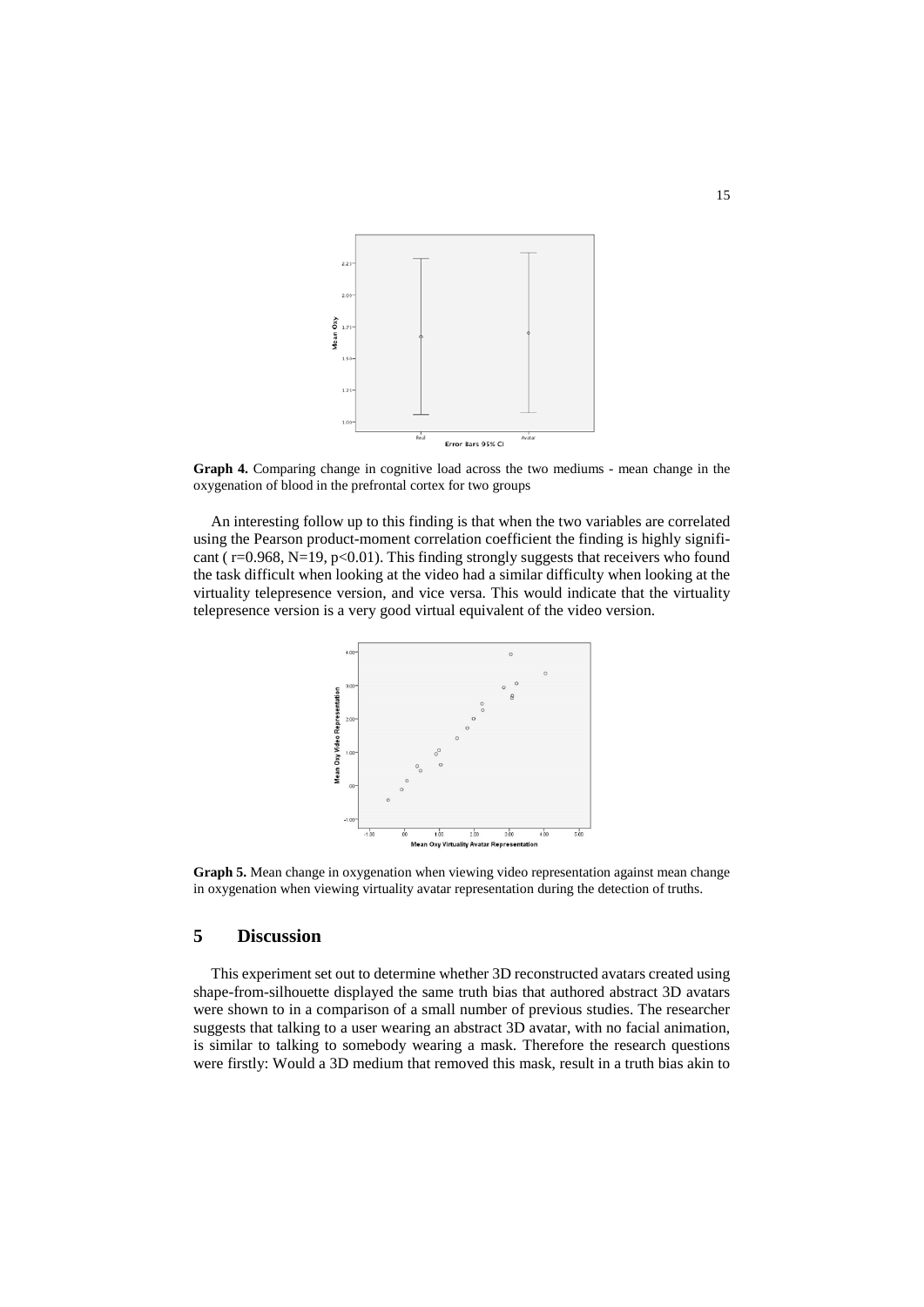**Graph 4.** Comparing change in cognitive load across the two mediums - mean change in the oxygenation of blood in the prefrontal cortex for two groups

An interesting follow up to this finding is that when the two variables are correlated using the Pearson product-moment correlation coefficient the finding is highly significant ( $r=0.968$, $N=19$, $p<0.01$). This finding strongly suggests that receivers who found the task difficult when looking at the video had a similar difficulty when looking at the virtuality telepresence version, and vice versa. This would indicate that the virtuality telepresence version is a very good virtual equivalent of the video version.

**Graph 5.** Mean change in oxygenation when viewing video representation against mean change in oxygenation when viewing virtuality avatar representation during the detection of truths.

## 5 Discussion

This experiment set out to determine whether 3D reconstructed avatars created using shape-from-silhouette displayed the same truth bias that authored abstract 3D avatars were shown to in a comparison of a small number of previous studies. The researcher suggests that talking to a user wearing an abstract 3D avatar, with no facial animation, is similar to talking to somebody wearing a mask. Therefore the research questions were firstly: Would a 3D medium that removed this mask, result in a truth bias akin to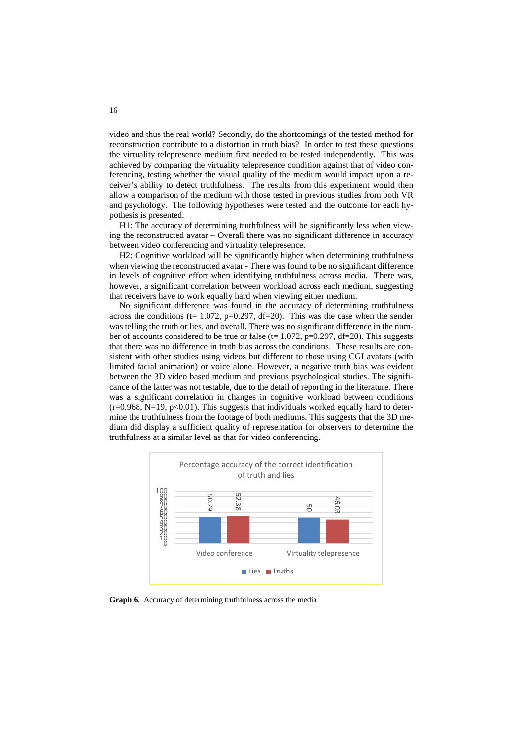video and thus the real world? Secondly, do the shortcomings of the tested method for reconstruction contribute to a distortion in truth bias? In order to test these questions the virtuality telepresence medium first needed to be tested independently. This was achieved by comparing the virtuality telepresence condition against that of video conferencing, testing whether the visual quality of the medium would impact upon a receiver's ability to detect truthfulness. The results from this experiment would then allow a comparison of the medium with those tested in previous studies from both VR and psychology. The following hypotheses were tested and the outcome for each hypothesis is presented.

H1: The accuracy of determining truthfulness will be significantly less when viewing the reconstructed avatar – Overall there was no significant difference in accuracy between video conferencing and virtuality telepresence.

H2: Cognitive workload will be significantly higher when determining truthfulness when viewing the reconstructed avatar - There was found to be no significant difference in levels of cognitive effort when identifying truthfulness across media. There was, however, a significant correlation between workload across each medium, suggesting that receivers have to work equally hard when viewing either medium.

No significant difference was found in the accuracy of determining truthfulness across the conditions ($t = 1.072$, $p = 0.297$, $df = 20$). This was the case when the sender was telling the truth or lies, and overall. There was no significant difference in the number of accounts considered to be true or false ($t = 1.072$, $p = 0.297$, $df = 20$). This suggests that there was no difference in truth bias across the conditions. These results are consistent with other studies using videos but different to those using CGI avatars (with limited facial animation) or voice alone. However, a negative truth bias was evident between the 3D video based medium and previous psychological studies. The significance of the latter was not testable, due to the detail of reporting in the literature. There was a significant correlation in changes in cognitive workload between conditions ($r = 0.968$, $N = 19$, $p < 0.01$). This suggests that individuals worked equally hard to determine the truthfulness from the footage of both mediums. This suggests that the 3D medium did display a sufficient quality of representation for observers to determine the truthfulness at a similar level as that for video conferencing.

Percentage accuracy of the correct identification of truth and lies

| | Lies | Truths |
|---|---|---|
| Video conference | 50.79 | 52.38 |
| Virtuality telepresence | 50 | 46.03 |

**Graph 6.** Accuracy of determining truthfulness across the media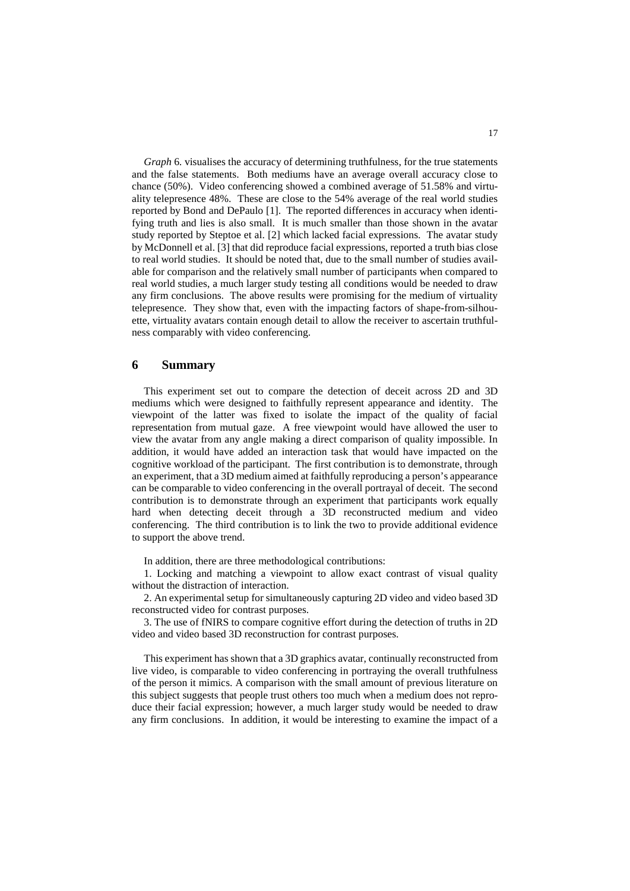*Graph* 6. visualises the accuracy of determining truthfulness, for the true statements and the false statements. Both mediums have an average overall accuracy close to chance (50%). Video conferencing showed a combined average of 51.58% and virtuality telepresence 48%. These are close to the 54% average of the real world studies reported by Bond and DePaulo [1]. The reported differences in accuracy when identifying truth and lies is also small. It is much smaller than those shown in the avatar study reported by Steptoe et al. [2] which lacked facial expressions. The avatar study by McDonnell et al. [3] that did reproduce facial expressions, reported a truth bias close to real world studies. It should be noted that, due to the small number of studies available for comparison and the relatively small number of participants when compared to real world studies, a much larger study testing all conditions would be needed to draw any firm conclusions. The above results were promising for the medium of virtuality telepresence. They show that, even with the impacting factors of shape-from-silhouette, virtuality avatars contain enough detail to allow the receiver to ascertain truthfulness comparably with video conferencing.

## 6 Summary

This experiment set out to compare the detection of deceit across 2D and 3D mediums which were designed to faithfully represent appearance and identity. The viewpoint of the latter was fixed to isolate the impact of the quality of facial representation from mutual gaze. A free viewpoint would have allowed the user to view the avatar from any angle making a direct comparison of quality impossible. In addition, it would have added an interaction task that would have impacted on the cognitive workload of the participant. The first contribution is to demonstrate, through an experiment, that a 3D medium aimed at faithfully reproducing a person's appearance can be comparable to video conferencing in the overall portrayal of deceit. The second contribution is to demonstrate through an experiment that participants work equally hard when detecting deceit through a 3D reconstructed medium and video conferencing. The third contribution is to link the two to provide additional evidence to support the above trend.

In addition, there are three methodological contributions:

1. Locking and matching a viewpoint to allow exact contrast of visual quality without the distraction of interaction.

2. An experimental setup for simultaneously capturing 2D video and video based 3D reconstructed video for contrast purposes.

3. The use of fNIRS to compare cognitive effort during the detection of truths in 2D video and video based 3D reconstruction for contrast purposes.

This experiment has shown that a 3D graphics avatar, continually reconstructed from live video, is comparable to video conferencing in portraying the overall truthfulness of the person it mimics. A comparison with the small amount of previous literature on this subject suggests that people trust others too much when a medium does not reproduce their facial expression; however, a much larger study would be needed to draw any firm conclusions. In addition, it would be interesting to examine the impact of a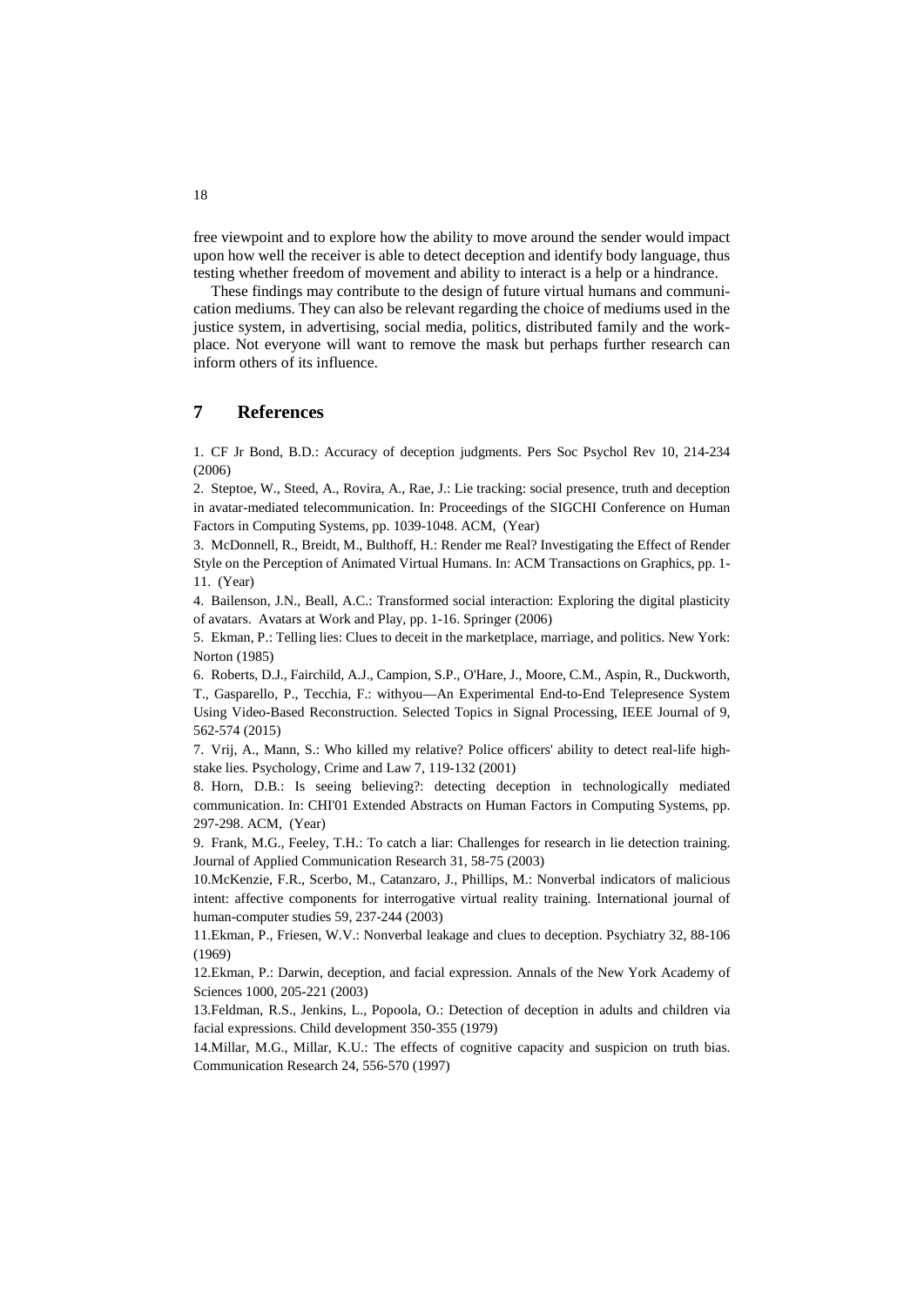free viewpoint and to explore how the ability to move around the sender would impact upon how well the receiver is able to detect deception and identify body language, thus testing whether freedom of movement and ability to interact is a help or a hindrance.

These findings may contribute to the design of future virtual humans and communication mediums. They can also be relevant regarding the choice of mediums used in the justice system, in advertising, social media, politics, distributed family and the workplace. Not everyone will want to remove the mask but perhaps further research can inform others of its influence.

## 7 References

1. CF Jr Bond, B.D.: Accuracy of deception judgments. Pers Soc Psychol Rev 10, 214-234 (2006)

2. Steptoe, W., Steed, A., Rovira, A., Rae, J.: Lie tracking: social presence, truth and deception in avatar-mediated telecommunication. In: Proceedings of the SIGCHI Conference on Human Factors in Computing Systems, pp. 1039-1048. ACM, (Year)

3. McDonnell, R., Breidt, M., Bulthoff, H.: Render me Real? Investigating the Effect of Render Style on the Perception of Animated Virtual Humans. In: ACM Transactions on Graphics, pp. 1-11. (Year)

4. Bailenson, J.N., Beall, A.C.: Transformed social interaction: Exploring the digital plasticity of avatars. Avatars at Work and Play, pp. 1-16. Springer (2006)

5. Ekman, P.: Telling lies: Clues to deceit in the marketplace, marriage, and politics. New York: Norton (1985)

6. Roberts, D.J., Fairchild, A.J., Campion, S.P., O'Hare, J., Moore, C.M., Aspin, R., Duckworth, T., Gasparello, P., Tecchia, F.: withyou—An Experimental End-to-End Telepresence System Using Video-Based Reconstruction. Selected Topics in Signal Processing, IEEE Journal of 9, 562-574 (2015)

7. Vrij, A., Mann, S.: Who killed my relative? Police officers' ability to detect real-life high-stake lies. Psychology, Crime and Law 7, 119-132 (2001)

8. Horn, D.B.: Is seeing believing?: detecting deception in technologically mediated communication. In: CHI'01 Extended Abstracts on Human Factors in Computing Systems, pp. 297-298. ACM, (Year)

9. Frank, M.G., Feeley, T.H.: To catch a liar: Challenges for research in lie detection training. Journal of Applied Communication Research 31, 58-75 (2003)

10. McKenzie, F.R., Scerbo, M., Catanzaro, J., Phillips, M.: Nonverbal indicators of malicious intent: affective components for interrogative virtual reality training. International journal of human-computer studies 59, 237-244 (2003)

11. Ekman, P., Friesen, W.V.: Nonverbal leakage and clues to deception. Psychiatry 32, 88-106 (1969)

12. Ekman, P.: Darwin, deception, and facial expression. Annals of the New York Academy of Sciences 1000, 205-221 (2003)

13. Feldman, R.S., Jenkins, L., Popoola, O.: Detection of deception in adults and children via facial expressions. Child development 350-355 (1979)

14. Millar, M.G., Millar, K.U.: The effects of cognitive capacity and suspicion on truth bias. Communication Research 24, 556-570 (1997)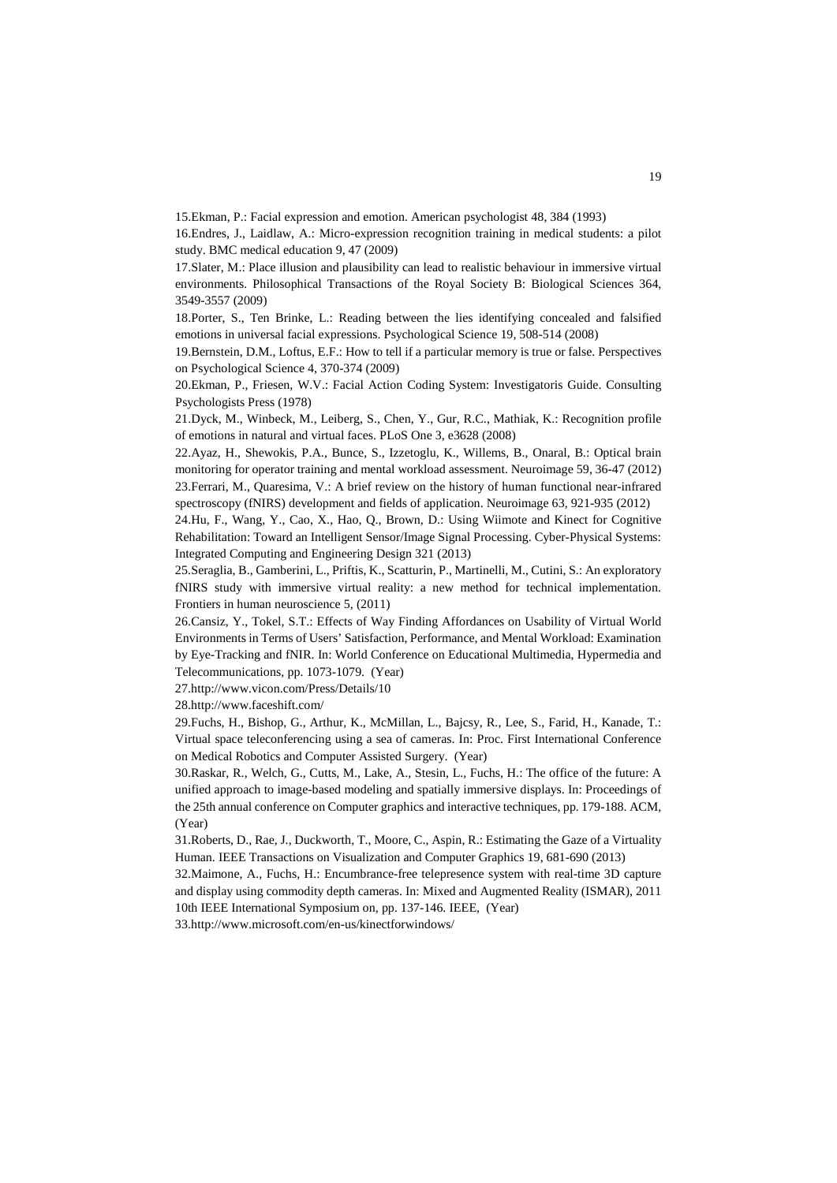15.Ekman, P.: Facial expression and emotion. American psychologist 48, 384 (1993)

16.Endres, J., Laidlaw, A.: Micro-expression recognition training in medical students: a pilot study. BMC medical education 9, 47 (2009)

17.Slater, M.: Place illusion and plausibility can lead to realistic behaviour in immersive virtual environments. Philosophical Transactions of the Royal Society B: Biological Sciences 364, 3549-3557 (2009)

18.Porter, S., Ten Brinke, L.: Reading between the lies identifying concealed and falsified emotions in universal facial expressions. Psychological Science 19, 508-514 (2008)

19.Bernstein, D.M., Loftus, E.F.: How to tell if a particular memory is true or false. Perspectives on Psychological Science 4, 370-374 (2009)

20.Ekman, P., Friesen, W.V.: Facial Action Coding System: Investigatoris Guide. Consulting Psychologists Press (1978)

21.Dyck, M., Winbeck, M., Leiberg, S., Chen, Y., Gur, R.C., Mathiak, K.: Recognition profile of emotions in natural and virtual faces. PLoS One 3, e3628 (2008)

22.Ayaz, H., Shewokis, P.A., Bunce, S., Izzetoglu, K., Willems, B., Onaral, B.: Optical brain monitoring for operator training and mental workload assessment. Neuroimage 59, 36-47 (2012)

23.Ferrari, M., Quaresima, V.: A brief review on the history of human functional near-infrared spectroscopy (fNIRS) development and fields of application. Neuroimage 63, 921-935 (2012)

24.Hu, F., Wang, Y., Cao, X., Hao, Q., Brown, D.: Using Wiimote and Kinect for Cognitive Rehabilitation: Toward an Intelligent Sensor/Image Signal Processing. Cyber-Physical Systems: Integrated Computing and Engineering Design 321 (2013)

25.Seraglia, B., Gamberini, L., Priftis, K., Scatturin, P., Martinelli, M., Cutini, S.: An exploratory fNIRS study with immersive virtual reality: a new method for technical implementation. Frontiers in human neuroscience 5, (2011)

26.Cansiz, Y., Tokel, S.T.: Effects of Way Finding Affordances on Usability of Virtual World Environments in Terms of Users' Satisfaction, Performance, and Mental Workload: Examination by Eye-Tracking and fNIR. In: World Conference on Educational Multimedia, Hypermedia and Telecommunications, pp. 1073-1079. (Year)

27.http://www.vicon.com/Press/Details/10

28.http://www.faceshift.com/

29.Fuchs, H., Bishop, G., Arthur, K., McMillan, L., Bajcsy, R., Lee, S., Farid, H., Kanade, T.: Virtual space teleconferencing using a sea of cameras. In: Proc. First International Conference on Medical Robotics and Computer Assisted Surgery. (Year)

30.Raskar, R., Welch, G., Cutts, M., Lake, A., Stesin, L., Fuchs, H.: The office of the future: A unified approach to image-based modeling and spatially immersive displays. In: Proceedings of the 25th annual conference on Computer graphics and interactive techniques, pp. 179-188. ACM, (Year)

31.Roberts, D., Rae, J., Duckworth, T., Moore, C., Aspin, R.: Estimating the Gaze of a Virtuality Human. IEEE Transactions on Visualization and Computer Graphics 19, 681-690 (2013)

32.Maimone, A., Fuchs, H.: Encumbrance-free telepresence system with real-time 3D capture and display using commodity depth cameras. In: Mixed and Augmented Reality (ISMAR), 2011 10th IEEE International Symposium on, pp. 137-146. IEEE, (Year)

33.http://www.microsoft.com/en-us/kinectforwindows/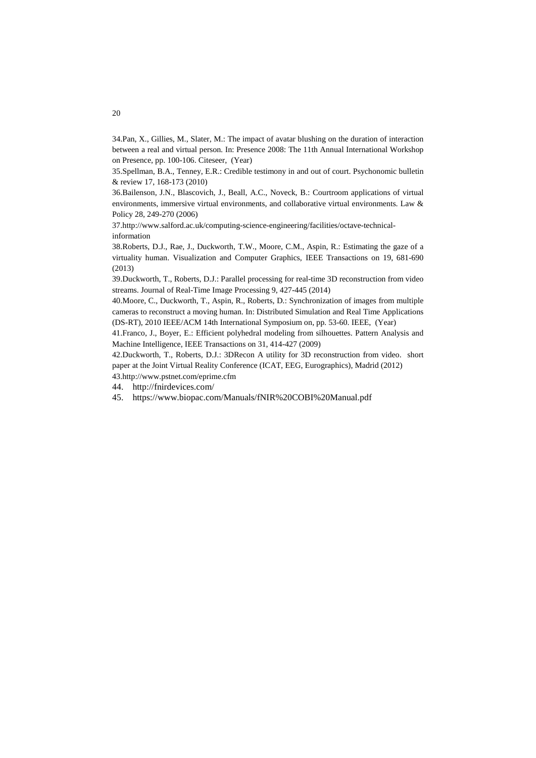34.Pan, X., Gillies, M., Slater, M.: The impact of avatar blushing on the duration of interaction between a real and virtual person. In: Presence 2008: The 11th Annual International Workshop on Presence, pp. 100-106. Citeseer, (Year)

35.Spellman, B.A., Tenney, E.R.: Credible testimony in and out of court. Psychonomic bulletin & review 17, 168-173 (2010)

36.Bailenson, J.N., Blascovich, J., Beall, A.C., Noveck, B.: Courtroom applications of virtual environments, immersive virtual environments, and collaborative virtual environments. Law & Policy 28, 249-270 (2006)

37.http://www.salford.ac.uk/computing-science-engineering/facilities/octave-technical-information

38.Roberts, D.J., Rae, J., Duckworth, T.W., Moore, C.M., Aspin, R.: Estimating the gaze of a virtuality human. Visualization and Computer Graphics, IEEE Transactions on 19, 681-690 (2013)

39.Duckworth, T., Roberts, D.J.: Parallel processing for real-time 3D reconstruction from video streams. Journal of Real-Time Image Processing 9, 427-445 (2014)

40.Moore, C., Duckworth, T., Aspin, R., Roberts, D.: Synchronization of images from multiple cameras to reconstruct a moving human. In: Distributed Simulation and Real Time Applications (DS-RT), 2010 IEEE/ACM 14th International Symposium on, pp. 53-60. IEEE, (Year)

41.Franco, J., Boyer, E.: Efficient polyhedral modeling from silhouettes. Pattern Analysis and Machine Intelligence, IEEE Transactions on 31, 414-427 (2009)

42.Duckworth, T., Roberts, D.J.: 3DRecon A utility for 3D reconstruction from video. short paper at the Joint Virtual Reality Conference (ICAT, EEG, Eurographics), Madrid (2012)

43.http://www.pstnet.com/eprime.cfm

44. http://fnirdevices.com/

45. https://www.biopac.com/Manuals/fNIR%20COBI%20Manual.pdf